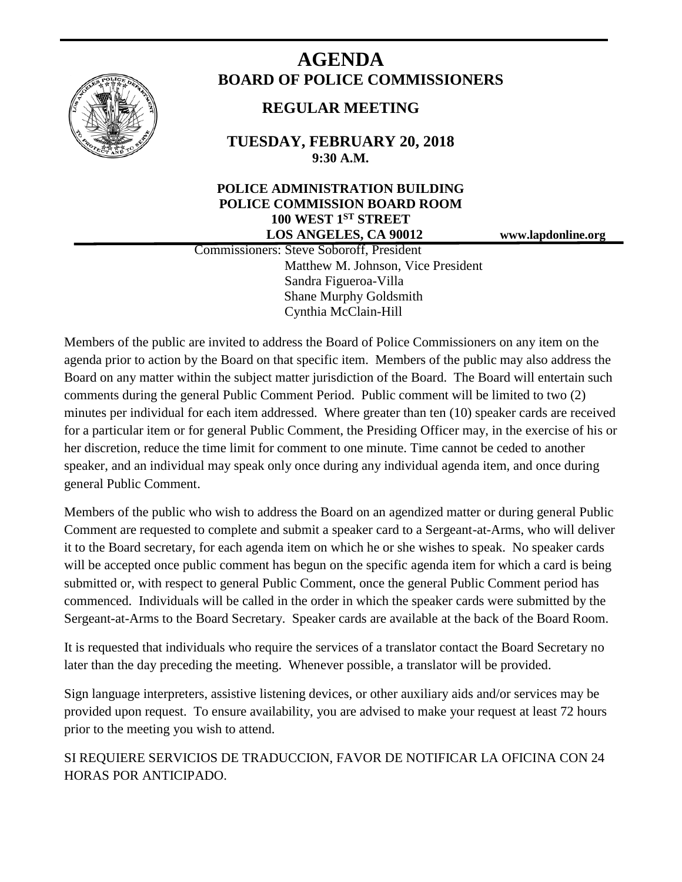# AGENDA

## BOARD OF POLICE COMMISSIONERS

### REGULAR MEETING

**TUESDAY, FEBRUARY 20, 2018**
**9:30 A.M.**

**POLICE ADMINISTRATION BUILDING**
**POLICE COMMISSION BOARD ROOM**
**100 WEST 1ST STREET**
**LOS ANGELES, CA 90012**

**www.lapdonline.org**

Commissioners: Steve Soboroff, President
Matthew M. Johnson, Vice President
Sandra Figueroa-Villa
Shane Murphy Goldsmith
Cynthia McClain-Hill

Members of the public are invited to address the Board of Police Commissioners on any item on the agenda prior to action by the Board on that specific item. Members of the public may also address the Board on any matter within the subject matter jurisdiction of the Board. The Board will entertain such comments during the general Public Comment Period. Public comment will be limited to two (2) minutes per individual for each item addressed. Where greater than ten (10) speaker cards are received for a particular item or for general Public Comment, the Presiding Officer may, in the exercise of his or her discretion, reduce the time limit for comment to one minute. Time cannot be ceded to another speaker, and an individual may speak only once during any individual agenda item, and once during general Public Comment.

Members of the public who wish to address the Board on an agendized matter or during general Public Comment are requested to complete and submit a speaker card to a Sergeant-at-Arms, who will deliver it to the Board secretary, for each agenda item on which he or she wishes to speak. No speaker cards will be accepted once public comment has begun on the specific agenda item for which a card is being submitted or, with respect to general Public Comment, once the general Public Comment period has commenced. Individuals will be called in the order in which the speaker cards were submitted by the Sergeant-at-Arms to the Board Secretary. Speaker cards are available at the back of the Board Room.

It is requested that individuals who require the services of a translator contact the Board Secretary no later than the day preceding the meeting. Whenever possible, a translator will be provided.

Sign language interpreters, assistive listening devices, or other auxiliary aids and/or services may be provided upon request. To ensure availability, you are advised to make your request at least 72 hours prior to the meeting you wish to attend.

SI REQUIERE SERVICIOS DE TRADUCCION, FAVOR DE NOTIFICAR LA OFICINA CON 24 HORAS POR ANTICIPADO.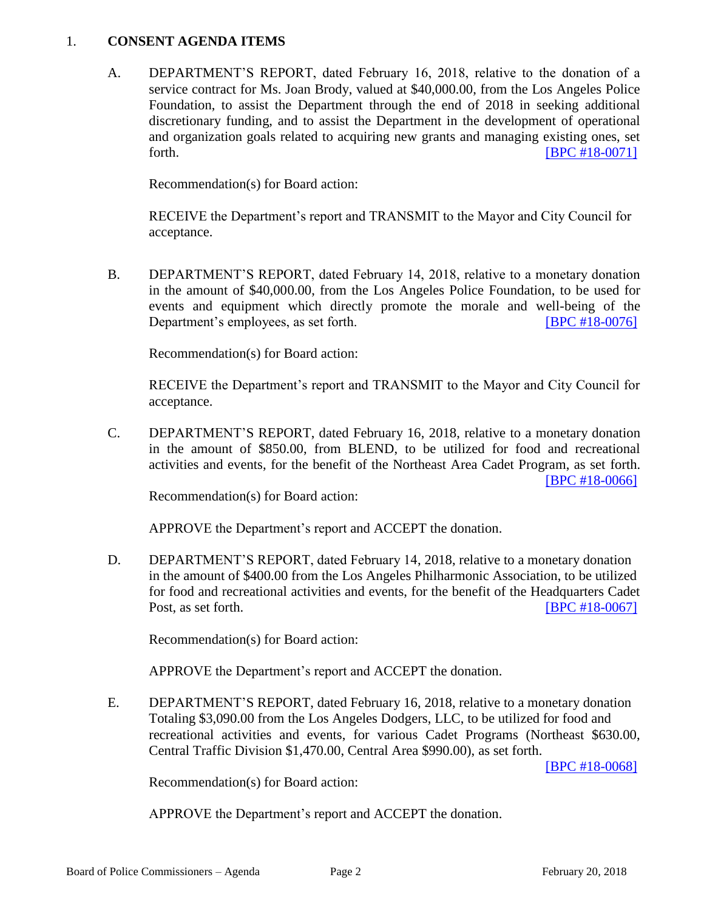1. **CONSENT AGENDA ITEMS**

A. DEPARTMENT'S REPORT, dated February 16, 2018, relative to the donation of a service contract for Ms. Joan Brody, valued at $40,000.00, from the Los Angeles Police Foundation, to assist the Department through the end of 2018 in seeking additional discretionary funding, and to assist the Department in the development of operational and organization goals related to acquiring new grants and managing existing ones, set forth. [BPC #18-0071]

Recommendation(s) for Board action:

RECEIVE the Department's report and TRANSMIT to the Mayor and City Council for acceptance.

B. DEPARTMENT'S REPORT, dated February 14, 2018, relative to a monetary donation in the amount of $40,000.00, from the Los Angeles Police Foundation, to be used for events and equipment which directly promote the morale and well-being of the Department's employees, as set forth. [BPC #18-0076]

Recommendation(s) for Board action:

RECEIVE the Department's report and TRANSMIT to the Mayor and City Council for acceptance.

C. DEPARTMENT'S REPORT, dated February 16, 2018, relative to a monetary donation in the amount of $850.00, from BLEND, to be utilized for food and recreational activities and events, for the benefit of the Northeast Area Cadet Program, as set forth. [BPC #18-0066]

Recommendation(s) for Board action:

APPROVE the Department's report and ACCEPT the donation.

D. DEPARTMENT'S REPORT, dated February 14, 2018, relative to a monetary donation in the amount of $400.00 from the Los Angeles Philharmonic Association, to be utilized for food and recreational activities and events, for the benefit of the Headquarters Cadet Post, as set forth. [BPC #18-0067]

Recommendation(s) for Board action:

APPROVE the Department's report and ACCEPT the donation.

E. DEPARTMENT'S REPORT, dated February 16, 2018, relative to a monetary donation Totaling $3,090.00 from the Los Angeles Dodgers, LLC, to be utilized for food and recreational activities and events, for various Cadet Programs (Northeast $630.00, Central Traffic Division $1,470.00, Central Area $990.00), as set forth. [BPC #18-0068]

Recommendation(s) for Board action:

APPROVE the Department's report and ACCEPT the donation.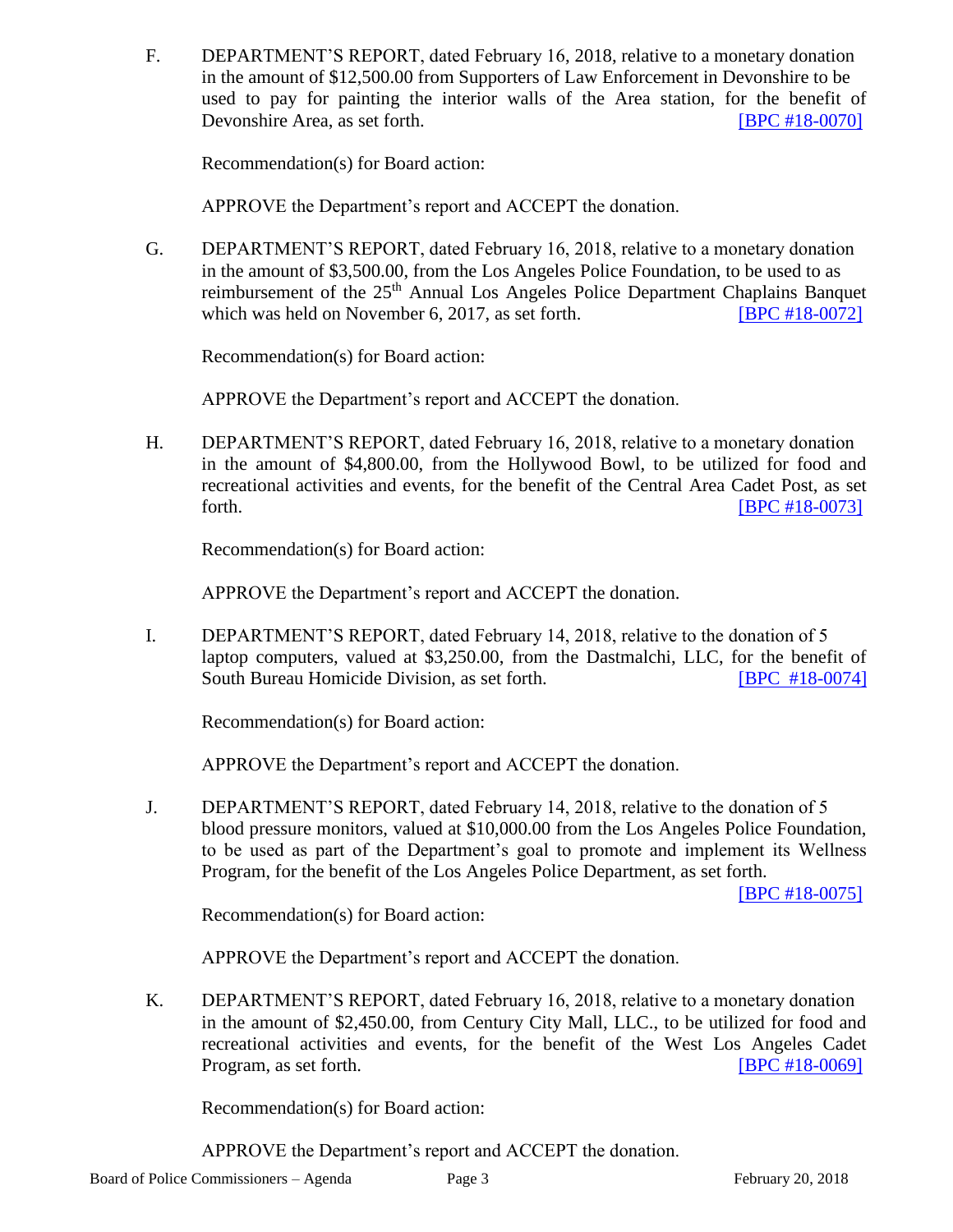F. DEPARTMENT'S REPORT, dated February 16, 2018, relative to a monetary donation in the amount of $12,500.00 from Supporters of Law Enforcement in Devonshire to be used to pay for painting the interior walls of the Area station, for the benefit of Devonshire Area, as set forth. [BPC #18-0070]

Recommendation(s) for Board action:

APPROVE the Department's report and ACCEPT the donation.

G. DEPARTMENT'S REPORT, dated February 16, 2018, relative to a monetary donation in the amount of $3,500.00, from the Los Angeles Police Foundation, to be used to as reimbursement of the 25th Annual Los Angeles Police Department Chaplains Banquet which was held on November 6, 2017, as set forth. [BPC #18-0072]

Recommendation(s) for Board action:

APPROVE the Department's report and ACCEPT the donation.

H. DEPARTMENT'S REPORT, dated February 16, 2018, relative to a monetary donation in the amount of $4,800.00, from the Hollywood Bowl, to be utilized for food and recreational activities and events, for the benefit of the Central Area Cadet Post, as set forth. [BPC #18-0073]

Recommendation(s) for Board action:

APPROVE the Department's report and ACCEPT the donation.

I. DEPARTMENT'S REPORT, dated February 14, 2018, relative to the donation of 5 laptop computers, valued at $3,250.00, from the Dastmalchi, LLC, for the benefit of South Bureau Homicide Division, as set forth. [BPC #18-0074]

Recommendation(s) for Board action:

APPROVE the Department's report and ACCEPT the donation.

J. DEPARTMENT'S REPORT, dated February 14, 2018, relative to the donation of 5 blood pressure monitors, valued at $10,000.00 from the Los Angeles Police Foundation, to be used as part of the Department's goal to promote and implement its Wellness Program, for the benefit of the Los Angeles Police Department, as set forth. [BPC #18-0075]

Recommendation(s) for Board action:

APPROVE the Department's report and ACCEPT the donation.

K. DEPARTMENT'S REPORT, dated February 16, 2018, relative to a monetary donation in the amount of $2,450.00, from Century City Mall, LLC., to be utilized for food and recreational activities and events, for the benefit of the West Los Angeles Cadet Program, as set forth. [BPC #18-0069]

Recommendation(s) for Board action:

APPROVE the Department's report and ACCEPT the donation.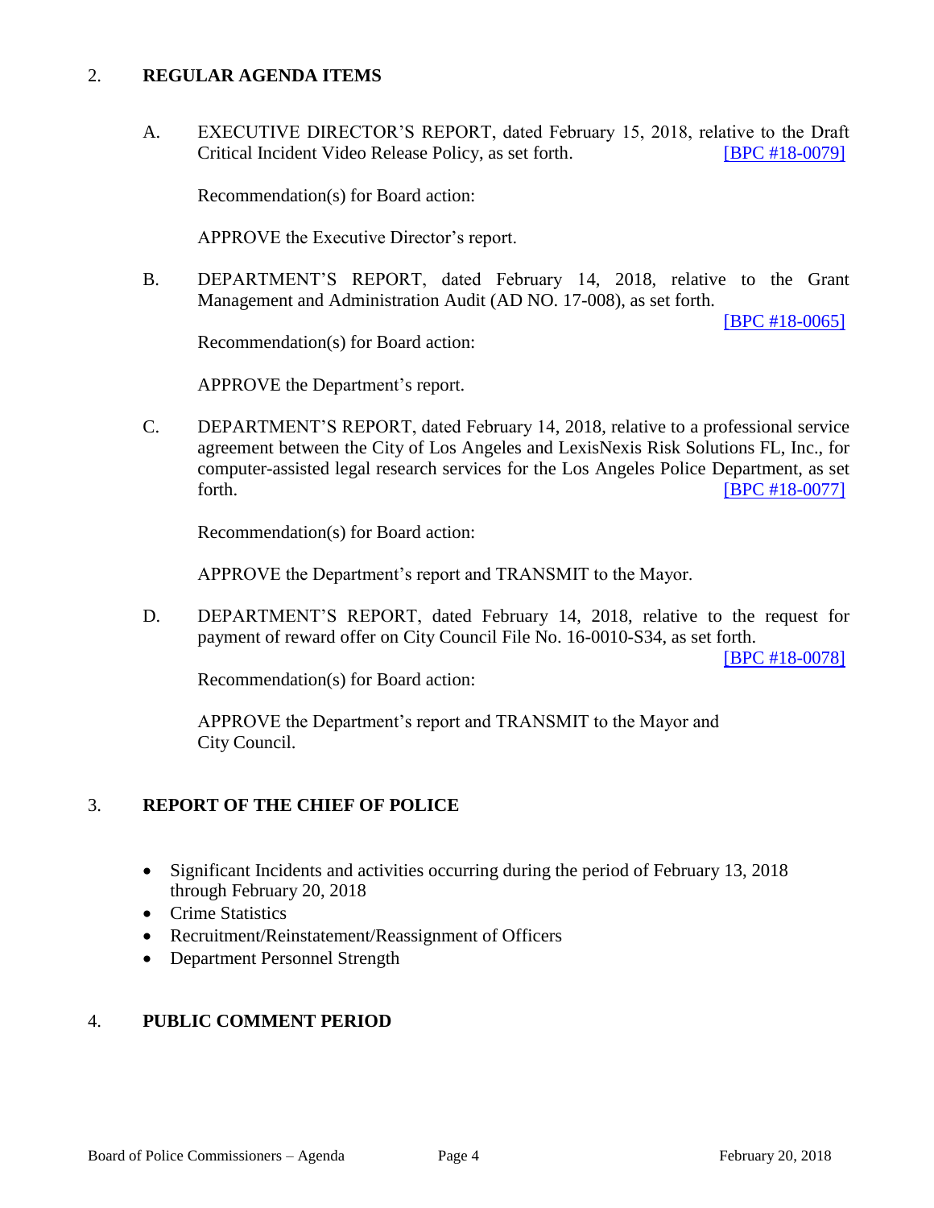## 2. **REGULAR AGENDA ITEMS**

A. EXECUTIVE DIRECTOR'S REPORT, dated February 15, 2018, relative to the Draft Critical Incident Video Release Policy, as set forth. [BPC #18-0079]

Recommendation(s) for Board action:

APPROVE the Executive Director's report.

B. DEPARTMENT'S REPORT, dated February 14, 2018, relative to the Grant Management and Administration Audit (AD NO. 17-008), as set forth. [BPC #18-0065]

Recommendation(s) for Board action:

APPROVE the Department's report.

C. DEPARTMENT'S REPORT, dated February 14, 2018, relative to a professional service agreement between the City of Los Angeles and LexisNexis Risk Solutions FL, Inc., for computer-assisted legal research services for the Los Angeles Police Department, as set forth. [BPC #18-0077]

Recommendation(s) for Board action:

APPROVE the Department's report and TRANSMIT to the Mayor.

D. DEPARTMENT'S REPORT, dated February 14, 2018, relative to the request for payment of reward offer on City Council File No. 16-0010-S34, as set forth. [BPC #18-0078]

Recommendation(s) for Board action:

APPROVE the Department's report and TRANSMIT to the Mayor and City Council.

## 3. **REPORT OF THE CHIEF OF POLICE**

- Significant Incidents and activities occurring during the period of February 13, 2018 through February 20, 2018
- Crime Statistics
- Recruitment/Reinstatement/Reassignment of Officers
- Department Personnel Strength

## 4. **PUBLIC COMMENT PERIOD**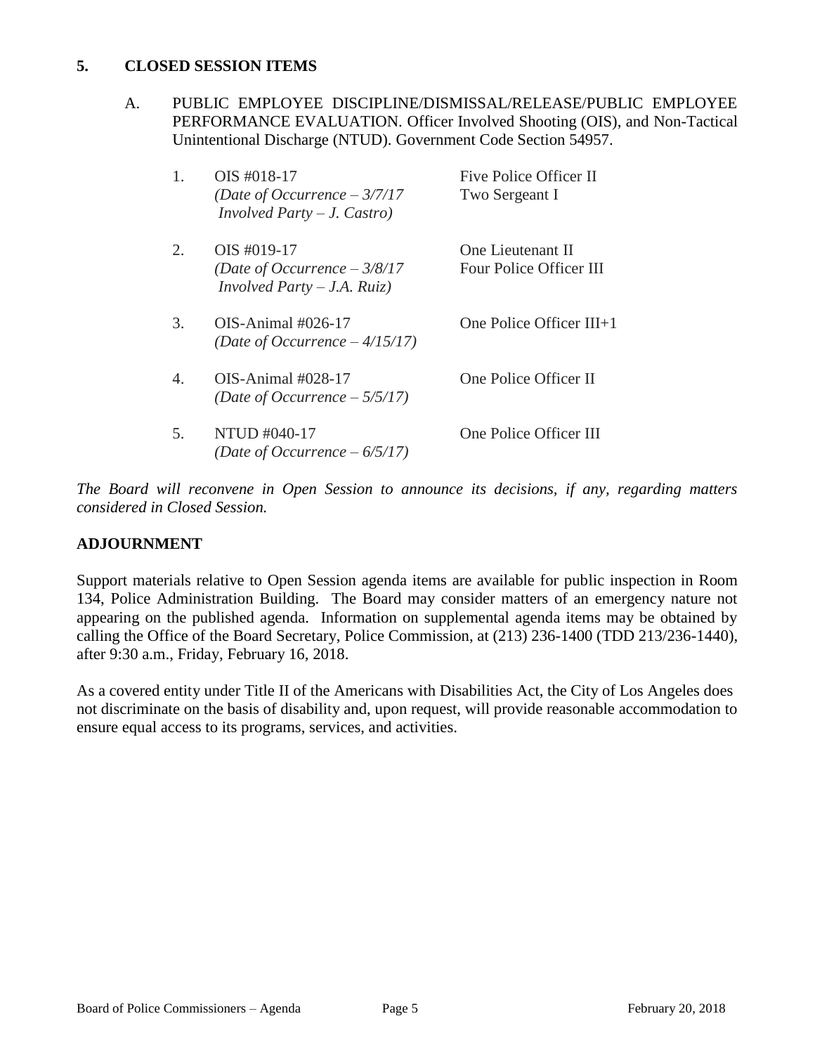## 5. CLOSED SESSION ITEMS

A. PUBLIC EMPLOYEE DISCIPLINE/DISMISSAL/RELEASE/PUBLIC EMPLOYEE PERFORMANCE EVALUATION. Officer Involved Shooting (OIS), and Non-Tactical Unintentional Discharge (NTUD). Government Code Section 54957.

| | | |
|---|---|---|
| 1. | OIS #018-17<br>*(Date of Occurrence – 3/7/17*<br>*Involved Party – J. Castro)* | Five Police Officer II<br>Two Sergeant I |
| 2. | OIS #019-17<br>*(Date of Occurrence – 3/8/17*<br>*Involved Party – J.A. Ruiz)* | One Lieutenant II<br>Four Police Officer III |
| 3. | OIS-Animal #026-17<br>*(Date of Occurrence – 4/15/17)* | One Police Officer III+1 |
| 4. | OIS-Animal #028-17<br>*(Date of Occurrence – 5/5/17)* | One Police Officer II |
| 5. | NTUD #040-17<br>*(Date of Occurrence – 6/5/17)* | One Police Officer III |

*The Board will reconvene in Open Session to announce its decisions, if any, regarding matters considered in Closed Session.*

## ADJOURNMENT

Support materials relative to Open Session agenda items are available for public inspection in Room 134, Police Administration Building. The Board may consider matters of an emergency nature not appearing on the published agenda. Information on supplemental agenda items may be obtained by calling the Office of the Board Secretary, Police Commission, at (213) 236-1400 (TDD 213/236-1440), after 9:30 a.m., Friday, February 16, 2018.

As a covered entity under Title II of the Americans with Disabilities Act, the City of Los Angeles does not discriminate on the basis of disability and, upon request, will provide reasonable accommodation to ensure equal access to its programs, services, and activities.